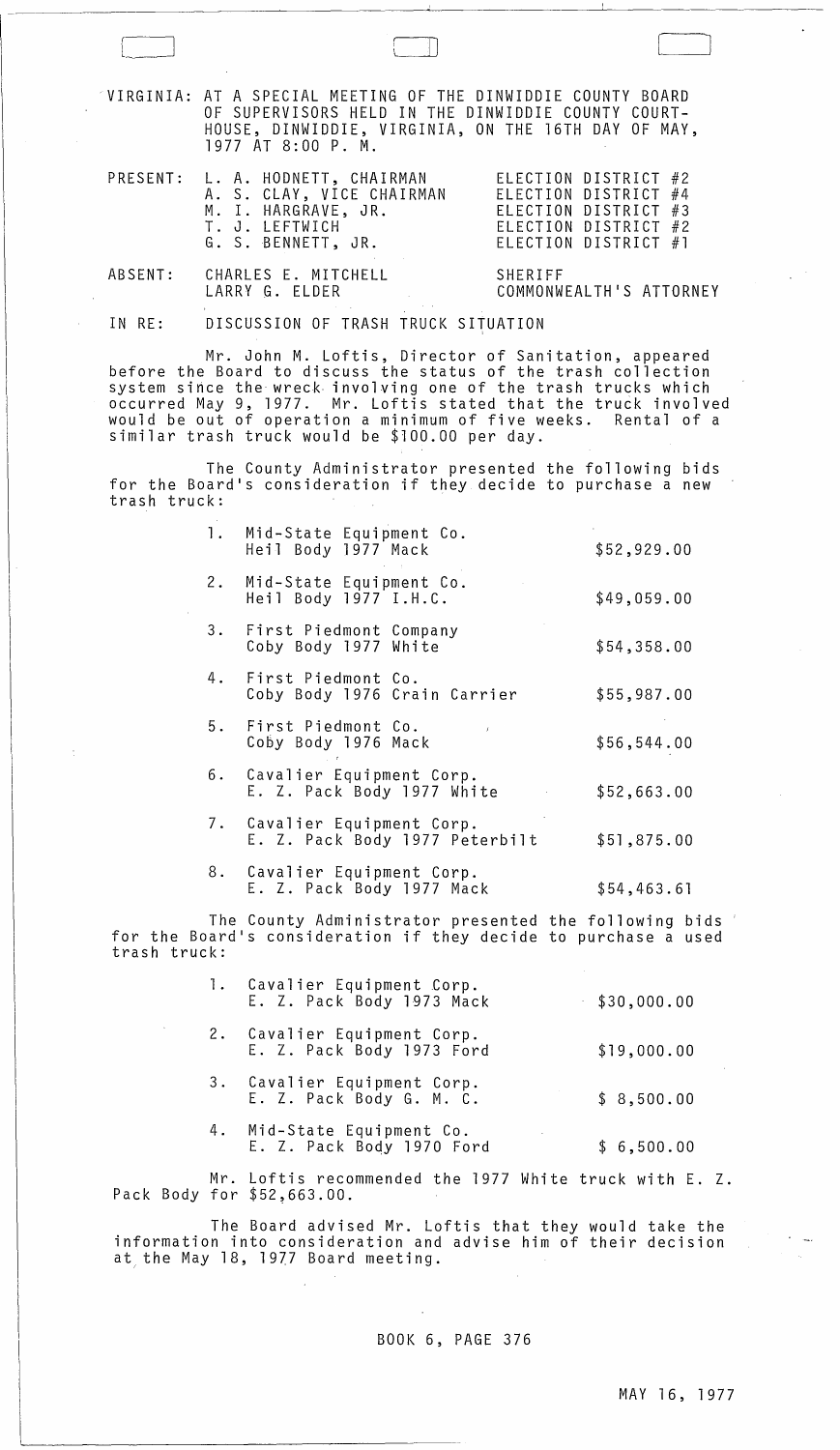VIRGINIA: AT A SPECIAL MEETING OF THE DINWIDDIE COUNTY BOARD OF SUPERVISORS HELD IN THE DINWIDDIE COUNTY COURTHOUSE, DINWIDDIE, VIRGINIA, ON THE 16TH DAY OF MAY, 1977 AT 8:00 P. M.

| | | |
|---|---|---|
| PRESENT: | L. A. HODNETT, CHAIRMAN | ELECTION DISTRICT #2 |
| | A. S. CLAY, VICE CHAIRMAN | ELECTION DISTRICT #4 |
| | M. I. HARGRAVE, JR. | ELECTION DISTRICT #3 |
| | T. J. LEFTWICH | ELECTION DISTRICT #2 |
| | G. S. BENNETT, JR. | ELECTION DISTRICT #1 |
| ABSENT: | CHARLES E. MITCHELL | SHERIFF |
| | LARRY G. ELDER | COMMONWEALTH'S ATTORNEY |

IN RE: DISCUSSION OF TRASH TRUCK SITUATION

Mr. John M. Loftis, Director of Sanitation, appeared before the Board to discuss the status of the trash collection system since the wreck involving one of the trash trucks which occurred May 9, 1977. Mr. Loftis stated that the truck involved would be out of operation a minimum of five weeks. Rental of a similar trash truck would be $100.00 per day.

The County Administrator presented the following bids for the Board's consideration if they decide to purchase a new trash truck:

| | | |
|---|---|---|
| 1. | Mid-State Equipment Co. Heil Body 1977 Mack | $52,929.00 |
| 2. | Mid-State Equipment Co. Heil Body 1977 I.H.C. | $49,059.00 |
| 3. | First Piedmont Company Coby Body 1977 White | $54,358.00 |
| 4. | First Piedmont Co. Coby Body 1976 Crain Carrier | $55,987.00 |
| 5. | First Piedmont Co. Coby Body 1976 Mack | $56,544.00 |
| 6. | Cavalier Equipment Corp. E. Z. Pack Body 1977 White | $52,663.00 |
| 7. | Cavalier Equipment Corp. E. Z. Pack Body 1977 Peterbilt | $51,875.00 |
| 8. | Cavalier Equipment Corp. E. Z. Pack Body 1977 Mack | $54,463.61 |

The County Administrator presented the following bids for the Board's consideration if they decide to purchase a used trash truck:

| | | |
|---|---|---|
| 1. | Cavalier Equipment Corp. E. Z. Pack Body 1973 Mack | $30,000.00 |
| 2. | Cavalier Equipment Corp. E. Z. Pack Body 1973 Ford | $19,000.00 |
| 3. | Cavalier Equipment Corp. E. Z. Pack Body G. M. C. | $ 8,500.00 |
| 4. | Mid-State Equipment Co. E. Z. Pack Body 1970 Ford | $ 6,500.00 |

Mr. Loftis recommended the 1977 White truck with E. Z. Pack Body for $52,663.00.

The Board advised Mr. Loftis that they would take the information into consideration and advise him of their decision at the May 18, 1977 Board meeting.

BOOK 6, PAGE 376

MAY 16, 1977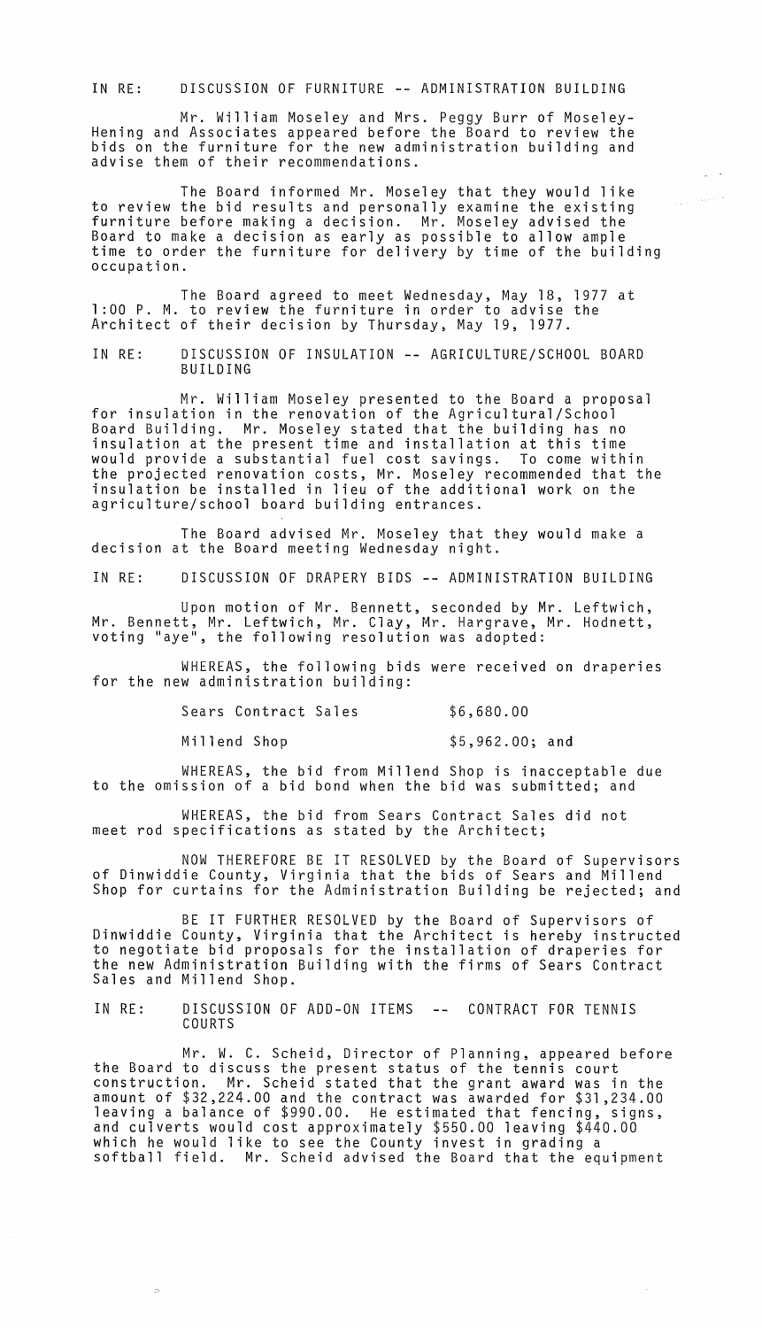IN RE: DISCUSSION OF FURNITURE -- ADMINISTRATION BUILDING

Mr. William Moseley and Mrs. Peggy Burr of Moseley-Hening and Associates appeared before the Board to review the bids on the furniture for the new administration building and advise them of their recommendations.

The Board informed Mr. Moseley that they would like to review the bid results and personally examine the existing furniture before making a decision. Mr. Moseley advised the Board to make a decision as early as possible to allow ample time to order the furniture for delivery by time of the building occupation.

The Board agreed to meet Wednesday, May 18, 1977 at 1:00 P. M. to review the furniture in order to advise the Architect of their decision by Thursday, May 19, 1977.

IN RE: DISCUSSION OF INSULATION -- AGRICULTURE/SCHOOL BOARD BUILDING

Mr. William Moseley presented to the Board a proposal for insulation in the renovation of the Agricultural/School Board Building. Mr. Moseley stated that the building has no insulation at the present time and installation at this time would provide a substantial fuel cost savings. To come within the projected renovation costs, Mr. Moseley recommended that the insulation be installed in lieu of the additional work on the agriculture/school board building entrances.

The Board advised Mr. Moseley that they would make a decision at the Board meeting Wednesday night.

IN RE: DISCUSSION OF DRAPERY BIDS -- ADMINISTRATION BUILDING

Upon motion of Mr. Bennett, seconded by Mr. Leftwich, Mr. Bennett, Mr. Leftwich, Mr. Clay, Mr. Hargrave, Mr. Hodnett, voting "aye", the following resolution was adopted:

WHEREAS, the following bids were received on draperies for the new administration building:

| | |
|---|---|
| Sears Contract Sales | $6,680.00 |
| Millend Shop | $5,962.00; and |

WHEREAS, the bid from Millend Shop is inacceptable due to the omission of a bid bond when the bid was submitted; and

WHEREAS, the bid from Sears Contract Sales did not meet rod specifications as stated by the Architect;

NOW THEREFORE BE IT RESOLVED by the Board of Supervisors of Dinwiddie County, Virginia that the bids of Sears and Millend Shop for curtains for the Administration Building be rejected; and

BE IT FURTHER RESOLVED by the Board of Supervisors of Dinwiddie County, Virginia that the Architect is hereby instructed to negotiate bid proposals for the installation of draperies for the new Administration Building with the firms of Sears Contract Sales and Millend Shop.

IN RE: DISCUSSION OF ADD-ON ITEMS -- CONTRACT FOR TENNIS COURTS

Mr. W. C. Scheid, Director of Planning, appeared before the Board to discuss the present status of the tennis court construction. Mr. Scheid stated that the grant award was in the amount of $32,224.00 and the contract was awarded for $31,234.00 leaving a balance of $990.00. He estimated that fencing, signs, and culverts would cost approximately $550.00 leaving $440.00 which he would like to see the County invest in grading a softball field. Mr. Scheid advised the Board that the equipment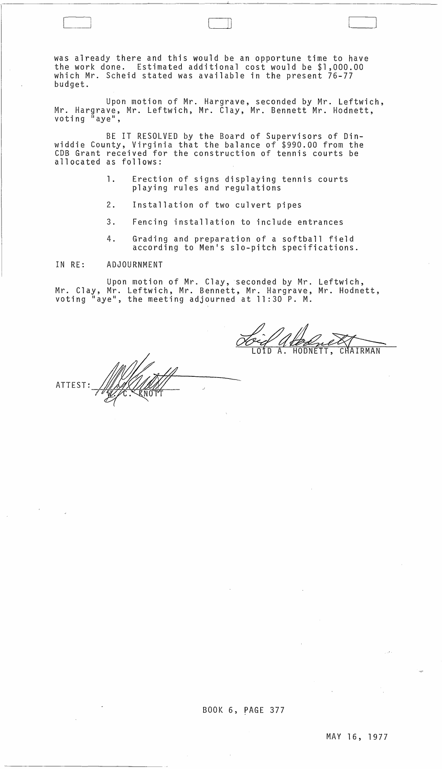was already there and this would be an opportune time to have the work done. Estimated additional cost would be $1,000.00 which Mr. Scheid stated was available in the present 76-77 budget.

Upon motion of Mr. Hargrave, seconded by Mr. Leftwich, Mr. Hargrave, Mr. Leftwich, Mr. Clay, Mr. Bennett Mr. Hodnett, voting "aye",

BE IT RESOLVED by the Board of Supervisors of Dinwiddie County, Virginia that the balance of $990.00 from the CDB Grant received for the construction of tennis courts be allocated as follows:

1. Erection of signs displaying tennis courts playing rules and regulations
2. Installation of two culvert pipes
3. Fencing installation to include entrances
4. Grading and preparation of a softball field according to Men's slo-pitch specifications.

IN RE: ADJOURNMENT

Upon motion of Mr. Clay, seconded by Mr. Leftwich, Mr. Clay, Mr. Leftwich, Mr. Bennett, Mr. Hargrave, Mr. Hodnett, voting "aye", the meeting adjourned at 11:30 P. M.

LOID A. HODNETT, CHAIRMAN

ATTEST: W. C. KNOTT

BOOK 6, PAGE 377

MAY 16, 1977